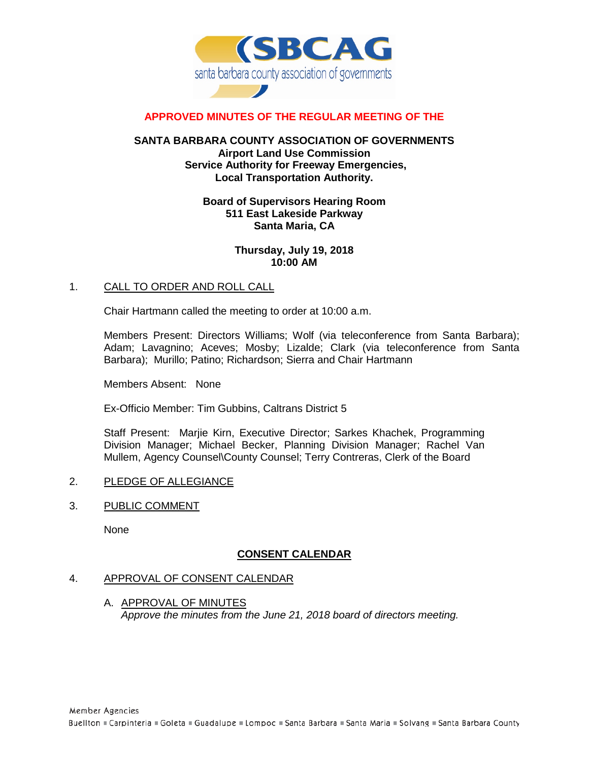# APPROVED MINUTES OF THE REGULAR MEETING OF THE

## SANTA BARBARA COUNTY ASSOCIATION OF GOVERNMENTS

**Airport Land Use Commission**
**Service Authority for Freeway Emergencies,**
**Local Transportation Authority.**

**Board of Supervisors Hearing Room**
**511 East Lakeside Parkway**
**Santa Maria, CA**

**Thursday, July 19, 2018**
**10:00 AM**

1. CALL TO ORDER AND ROLL CALL

   Chair Hartmann called the meeting to order at 10:00 a.m.

   Members Present: Directors Williams; Wolf (via teleconference from Santa Barbara); Adam; Lavagnino; Aceves; Mosby; Lizalde; Clark (via teleconference from Santa Barbara); Murillo; Patino; Richardson; Sierra and Chair Hartmann

   Members Absent: None

   Ex-Officio Member: Tim Gubbins, Caltrans District 5

   Staff Present: Marjie Kirn, Executive Director; Sarkes Khachek, Programming Division Manager; Michael Becker, Planning Division Manager; Rachel Van Mullem, Agency Counsel\County Counsel; Terry Contreras, Clerk of the Board

2. PLEDGE OF ALLEGIANCE

3. PUBLIC COMMENT

   None

**CONSENT CALENDAR**

4. APPROVAL OF CONSENT CALENDAR

   A. APPROVAL OF MINUTES
      *Approve the minutes from the June 21, 2018 board of directors meeting.*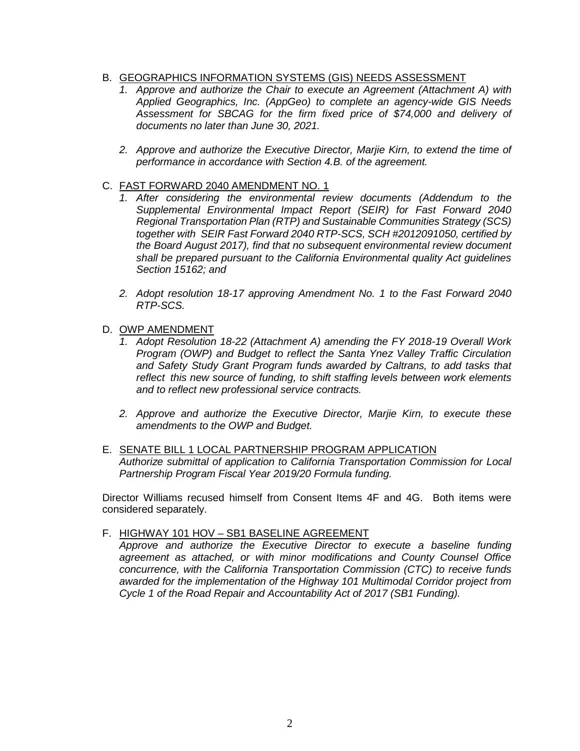B. <u>GEOGRAPHICS INFORMATION SYSTEMS (GIS) NEEDS ASSESSMENT</u>

   1. *Approve and authorize the Chair to execute an Agreement (Attachment A) with Applied Geographics, Inc. (AppGeo) to complete an agency-wide GIS Needs Assessment for SBCAG for the firm fixed price of $74,000 and delivery of documents no later than June 30, 2021.*

   2. *Approve and authorize the Executive Director, Marjie Kirn, to extend the time of performance in accordance with Section 4.B. of the agreement.*

C. <u>FAST FORWARD 2040 AMENDMENT NO. 1</u>

   1. *After considering the environmental review documents (Addendum to the Supplemental Environmental Impact Report (SEIR) for Fast Forward 2040 Regional Transportation Plan (RTP) and Sustainable Communities Strategy (SCS) together with SEIR Fast Forward 2040 RTP-SCS, SCH #2012091050, certified by the Board August 2017), find that no subsequent environmental review document shall be prepared pursuant to the California Environmental quality Act guidelines Section 15162; and*

   2. *Adopt resolution 18-17 approving Amendment No. 1 to the Fast Forward 2040 RTP-SCS.*

D. <u>OWP AMENDMENT</u>

   1. *Adopt Resolution 18-22 (Attachment A) amending the FY 2018-19 Overall Work Program (OWP) and Budget to reflect the Santa Ynez Valley Traffic Circulation and Safety Study Grant Program funds awarded by Caltrans, to add tasks that reflect this new source of funding, to shift staffing levels between work elements and to reflect new professional service contracts.*

   2. *Approve and authorize the Executive Director, Marjie Kirn, to execute these amendments to the OWP and Budget.*

E. <u>SENATE BILL 1 LOCAL PARTNERSHIP PROGRAM APPLICATION</u>

   *Authorize submittal of application to California Transportation Commission for Local Partnership Program Fiscal Year 2019/20 Formula funding.*

Director Williams recused himself from Consent Items 4F and 4G. Both items were considered separately.

F. <u>HIGHWAY 101 HOV – SB1 BASELINE AGREEMENT</u>

   *Approve and authorize the Executive Director to execute a baseline funding agreement as attached, or with minor modifications and County Counsel Office concurrence, with the California Transportation Commission (CTC) to receive funds awarded for the implementation of the Highway 101 Multimodal Corridor project from Cycle 1 of the Road Repair and Accountability Act of 2017 (SB1 Funding).*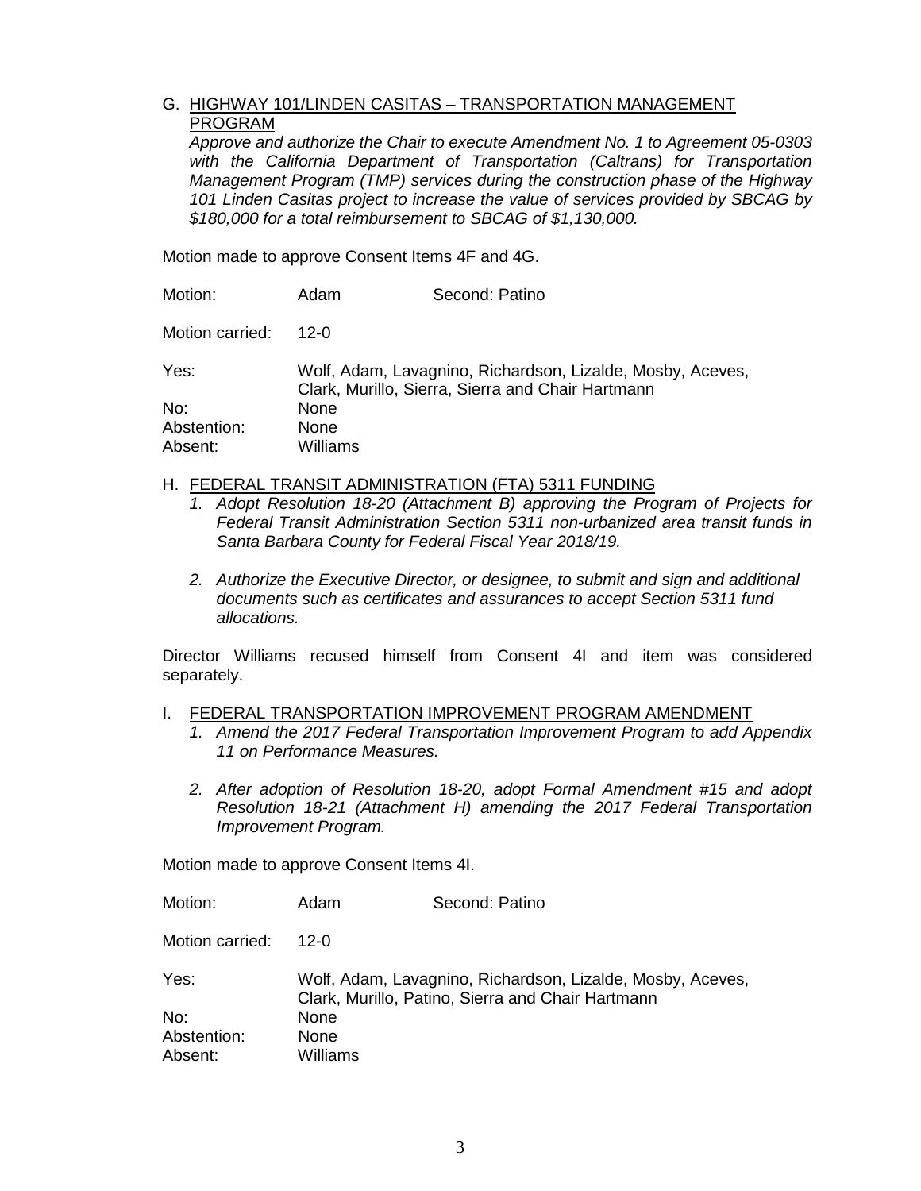G. <u>HIGHWAY 101/LINDEN CASITAS – TRANSPORTATION MANAGEMENT PROGRAM</u>

*Approve and authorize the Chair to execute Amendment No. 1 to Agreement 05-0303 with the California Department of Transportation (Caltrans) for Transportation Management Program (TMP) services during the construction phase of the Highway 101 Linden Casitas project to increase the value of services provided by SBCAG by $180,000 for a total reimbursement to SBCAG of $1,130,000.*

Motion made to approve Consent Items 4F and 4G.

| | | |
|---|---|---|
| Motion: | Adam | Second: Patino |
| Motion carried: | 12-0 | |
| Yes: | Wolf, Adam, Lavagnino, Richardson, Lizalde, Mosby, Aceves, Clark, Murillo, Sierra, Sierra and Chair Hartmann | |
| No: | None | |
| Abstention: | None | |
| Absent: | Williams | |

H. <u>FEDERAL TRANSIT ADMINISTRATION (FTA) 5311 FUNDING</u>

1. *Adopt Resolution 18-20 (Attachment B) approving the Program of Projects for Federal Transit Administration Section 5311 non-urbanized area transit funds in Santa Barbara County for Federal Fiscal Year 2018/19.*

2. *Authorize the Executive Director, or designee, to submit and sign and additional documents such as certificates and assurances to accept Section 5311 fund allocations.*

Director Williams recused himself from Consent 4I and item was considered separately.

I. <u>FEDERAL TRANSPORTATION IMPROVEMENT PROGRAM AMENDMENT</u>

1. *Amend the 2017 Federal Transportation Improvement Program to add Appendix 11 on Performance Measures.*

2. *After adoption of Resolution 18-20, adopt Formal Amendment #15 and adopt Resolution 18-21 (Attachment H) amending the 2017 Federal Transportation Improvement Program.*

Motion made to approve Consent Items 4I.

| | | |
|---|---|---|
| Motion: | Adam | Second: Patino |
| Motion carried: | 12-0 | |
| Yes: | Wolf, Adam, Lavagnino, Richardson, Lizalde, Mosby, Aceves, Clark, Murillo, Patino, Sierra and Chair Hartmann | |
| No: | None | |
| Abstention: | None | |
| Absent: | Williams | |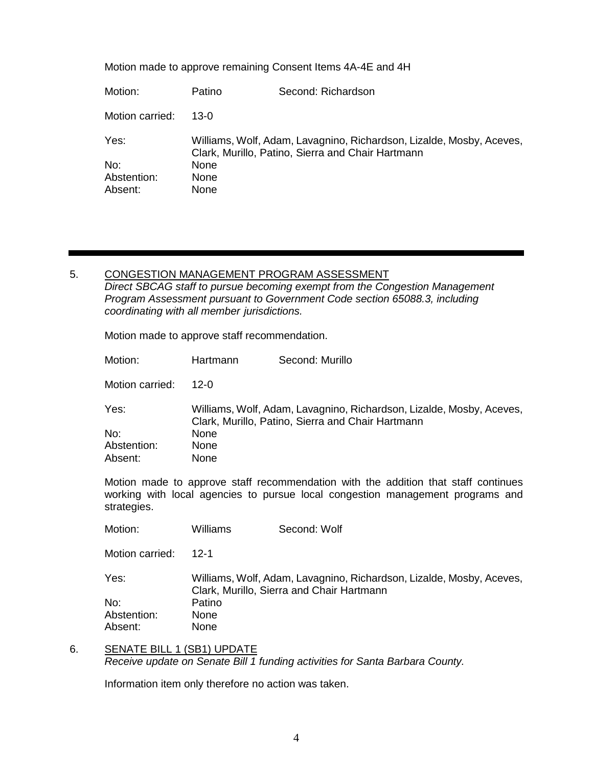Motion made to approve remaining Consent Items 4A-4E and 4H

| | | |
|---|---|---|
| Motion: | Patino | Second: Richardson |
| Motion carried: | 13-0 | |
| Yes: | Williams, Wolf, Adam, Lavagnino, Richardson, Lizalde, Mosby, Aceves, Clark, Murillo, Patino, Sierra and Chair Hartmann | |
| No: | None | |
| Abstention: | None | |
| Absent: | None | |

---

5. CONGESTION MANAGEMENT PROGRAM ASSESSMENT

*Direct SBCAG staff to pursue becoming exempt from the Congestion Management Program Assessment pursuant to Government Code section 65088.3, including coordinating with all member jurisdictions.*

Motion made to approve staff recommendation.

| | | |
|---|---|---|
| Motion: | Hartmann | Second: Murillo |
| Motion carried: | 12-0 | |
| Yes: | Williams, Wolf, Adam, Lavagnino, Richardson, Lizalde, Mosby, Aceves, Clark, Murillo, Patino, Sierra and Chair Hartmann | |
| No: | None | |
| Abstention: | None | |
| Absent: | None | |

Motion made to approve staff recommendation with the addition that staff continues working with local agencies to pursue local congestion management programs and strategies.

| | | |
|---|---|---|
| Motion: | Williams | Second: Wolf |
| Motion carried: | 12-1 | |
| Yes: | Williams, Wolf, Adam, Lavagnino, Richardson, Lizalde, Mosby, Aceves, Clark, Murillo, Sierra and Chair Hartmann | |
| No: | Patino | |
| Abstention: | None | |
| Absent: | None | |

6. SENATE BILL 1 (SB1) UPDATE

*Receive update on Senate Bill 1 funding activities for Santa Barbara County.*

Information item only therefore no action was taken.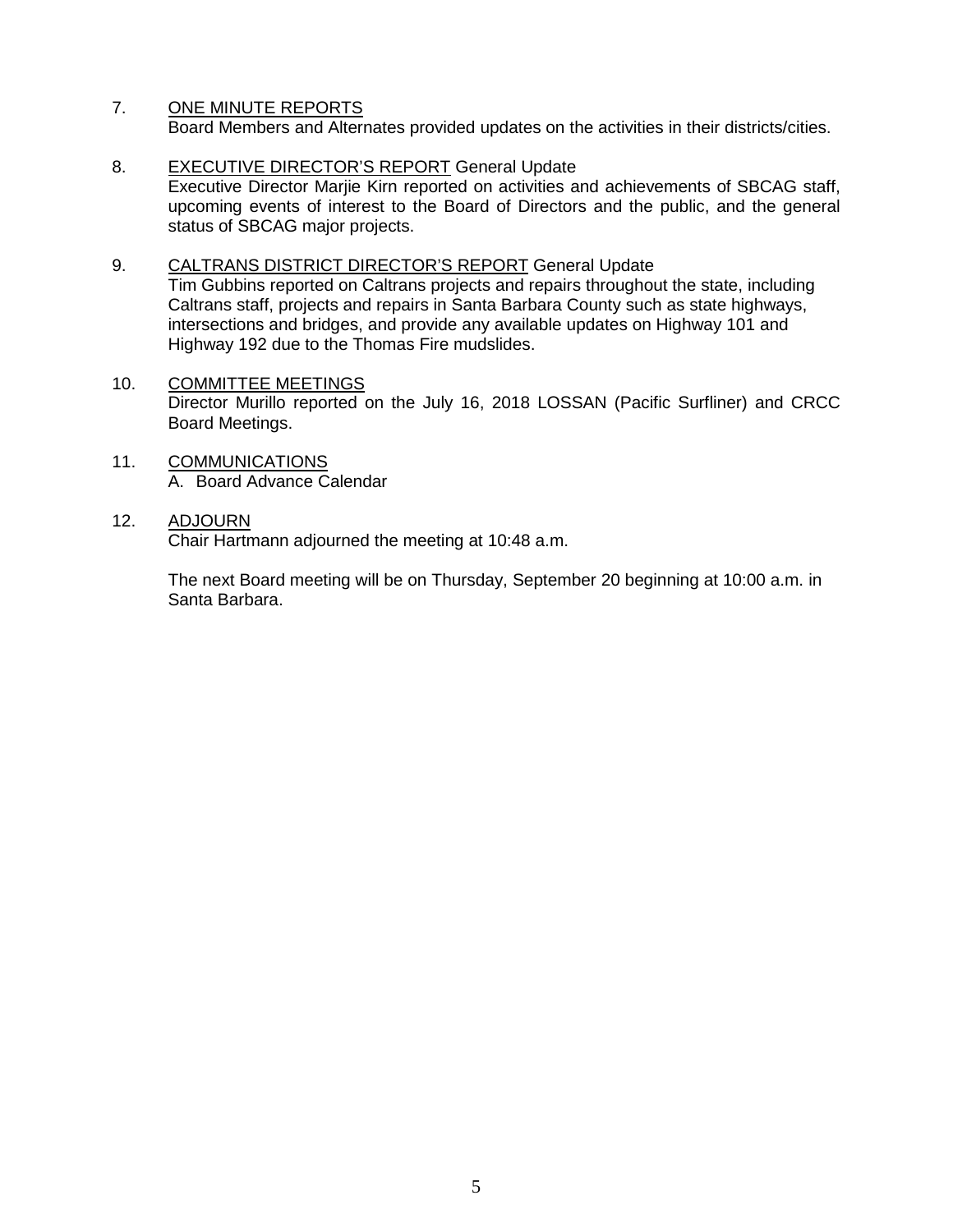7. <u>ONE MINUTE REPORTS</u>
   Board Members and Alternates provided updates on the activities in their districts/cities.

8. <u>EXECUTIVE DIRECTOR'S REPORT</u> General Update
   Executive Director Marjie Kirn reported on activities and achievements of SBCAG staff, upcoming events of interest to the Board of Directors and the public, and the general status of SBCAG major projects.

9. <u>CALTRANS DISTRICT DIRECTOR'S REPORT</u> General Update
   Tim Gubbins reported on Caltrans projects and repairs throughout the state, including Caltrans staff, projects and repairs in Santa Barbara County such as state highways, intersections and bridges, and provide any available updates on Highway 101 and Highway 192 due to the Thomas Fire mudslides.

10. <u>COMMITTEE MEETINGS</u>
    Director Murillo reported on the July 16, 2018 LOSSAN (Pacific Surfliner) and CRCC Board Meetings.

11. <u>COMMUNICATIONS</u>
    A. Board Advance Calendar

12. <u>ADJOURN</u>
    Chair Hartmann adjourned the meeting at 10:48 a.m.

    The next Board meeting will be on Thursday, September 20 beginning at 10:00 a.m. in Santa Barbara.